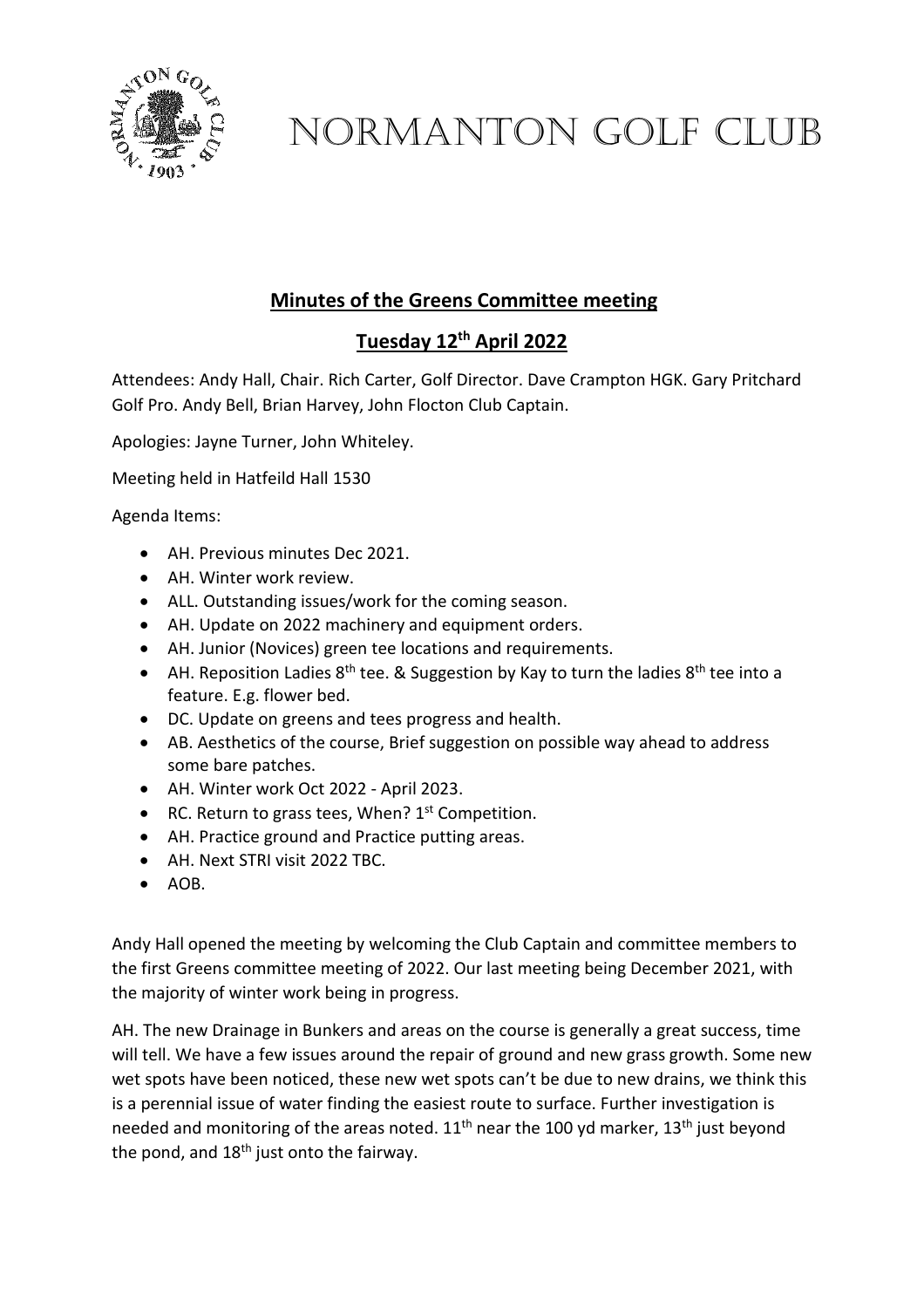# NORMANTON GOLF CLUB

## Minutes of the Greens Committee meeting

## Tuesday 12th April 2022

Attendees: Andy Hall, Chair. Rich Carter, Golf Director. Dave Crampton HGK. Gary Pritchard Golf Pro. Andy Bell, Brian Harvey, John Flocton Club Captain.

Apologies: Jayne Turner, John Whiteley.

Meeting held in Hatfeild Hall 1530

Agenda Items:

- AH. Previous minutes Dec 2021.
- AH. Winter work review.
- ALL. Outstanding issues/work for the coming season.
- AH. Update on 2022 machinery and equipment orders.
- AH. Junior (Novices) green tee locations and requirements.
- AH. Reposition Ladies 8th tee. & Suggestion by Kay to turn the ladies 8th tee into a feature. E.g. flower bed.
- DC. Update on greens and tees progress and health.
- AB. Aesthetics of the course, Brief suggestion on possible way ahead to address some bare patches.
- AH. Winter work Oct 2022 - April 2023.
- RC. Return to grass tees, When? 1st Competition.
- AH. Practice ground and Practice putting areas.
- AH. Next STRI visit 2022 TBC.
- AOB.

Andy Hall opened the meeting by welcoming the Club Captain and committee members to the first Greens committee meeting of 2022. Our last meeting being December 2021, with the majority of winter work being in progress.

AH. The new Drainage in Bunkers and areas on the course is generally a great success, time will tell. We have a few issues around the repair of ground and new grass growth. Some new wet spots have been noticed, these new wet spots can't be due to new drains, we think this is a perennial issue of water finding the easiest route to surface. Further investigation is needed and monitoring of the areas noted. 11th near the 100 yd marker, 13th just beyond the pond, and 18th just onto the fairway.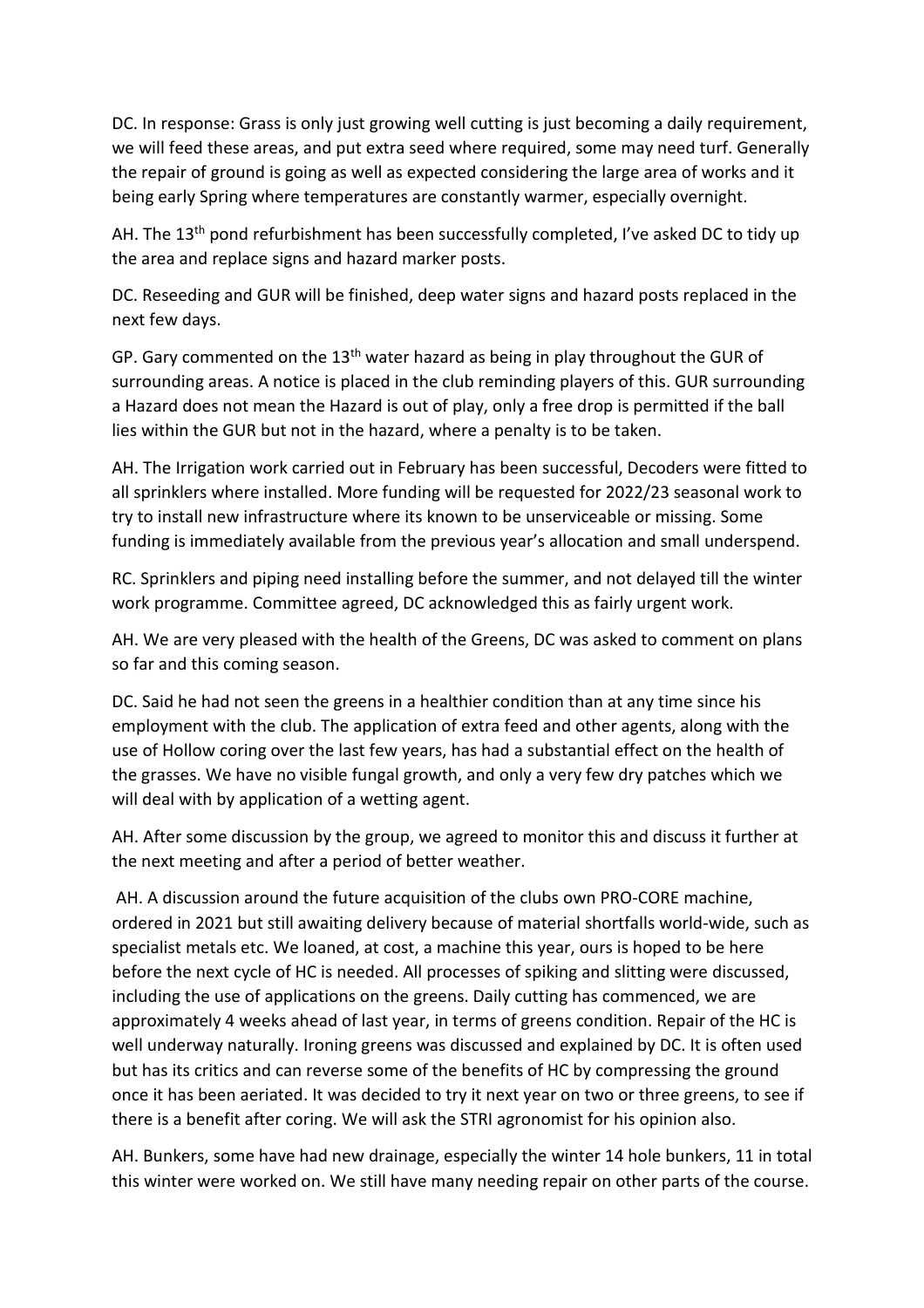DC. In response: Grass is only just growing well cutting is just becoming a daily requirement, we will feed these areas, and put extra seed where required, some may need turf. Generally the repair of ground is going as well as expected considering the large area of works and it being early Spring where temperatures are constantly warmer, especially overnight.

AH. The 13th pond refurbishment has been successfully completed, I've asked DC to tidy up the area and replace signs and hazard marker posts.

DC. Reseeding and GUR will be finished, deep water signs and hazard posts replaced in the next few days.

GP. Gary commented on the 13th water hazard as being in play throughout the GUR of surrounding areas. A notice is placed in the club reminding players of this. GUR surrounding a Hazard does not mean the Hazard is out of play, only a free drop is permitted if the ball lies within the GUR but not in the hazard, where a penalty is to be taken.

AH. The Irrigation work carried out in February has been successful, Decoders were fitted to all sprinklers where installed. More funding will be requested for 2022/23 seasonal work to try to install new infrastructure where its known to be unserviceable or missing. Some funding is immediately available from the previous year's allocation and small underspend.

RC. Sprinklers and piping need installing before the summer, and not delayed till the winter work programme. Committee agreed, DC acknowledged this as fairly urgent work.

AH. We are very pleased with the health of the Greens, DC was asked to comment on plans so far and this coming season.

DC. Said he had not seen the greens in a healthier condition than at any time since his employment with the club. The application of extra feed and other agents, along with the use of Hollow coring over the last few years, has had a substantial effect on the health of the grasses. We have no visible fungal growth, and only a very few dry patches which we will deal with by application of a wetting agent.

AH. After some discussion by the group, we agreed to monitor this and discuss it further at the next meeting and after a period of better weather.

AH. A discussion around the future acquisition of the clubs own PRO-CORE machine, ordered in 2021 but still awaiting delivery because of material shortfalls world-wide, such as specialist metals etc. We loaned, at cost, a machine this year, ours is hoped to be here before the next cycle of HC is needed. All processes of spiking and slitting were discussed, including the use of applications on the greens. Daily cutting has commenced, we are approximately 4 weeks ahead of last year, in terms of greens condition. Repair of the HC is well underway naturally. Ironing greens was discussed and explained by DC. It is often used but has its critics and can reverse some of the benefits of HC by compressing the ground once it has been aeriated. It was decided to try it next year on two or three greens, to see if there is a benefit after coring. We will ask the STRI agronomist for his opinion also.

AH. Bunkers, some have had new drainage, especially the winter 14 hole bunkers, 11 in total this winter were worked on. We still have many needing repair on other parts of the course.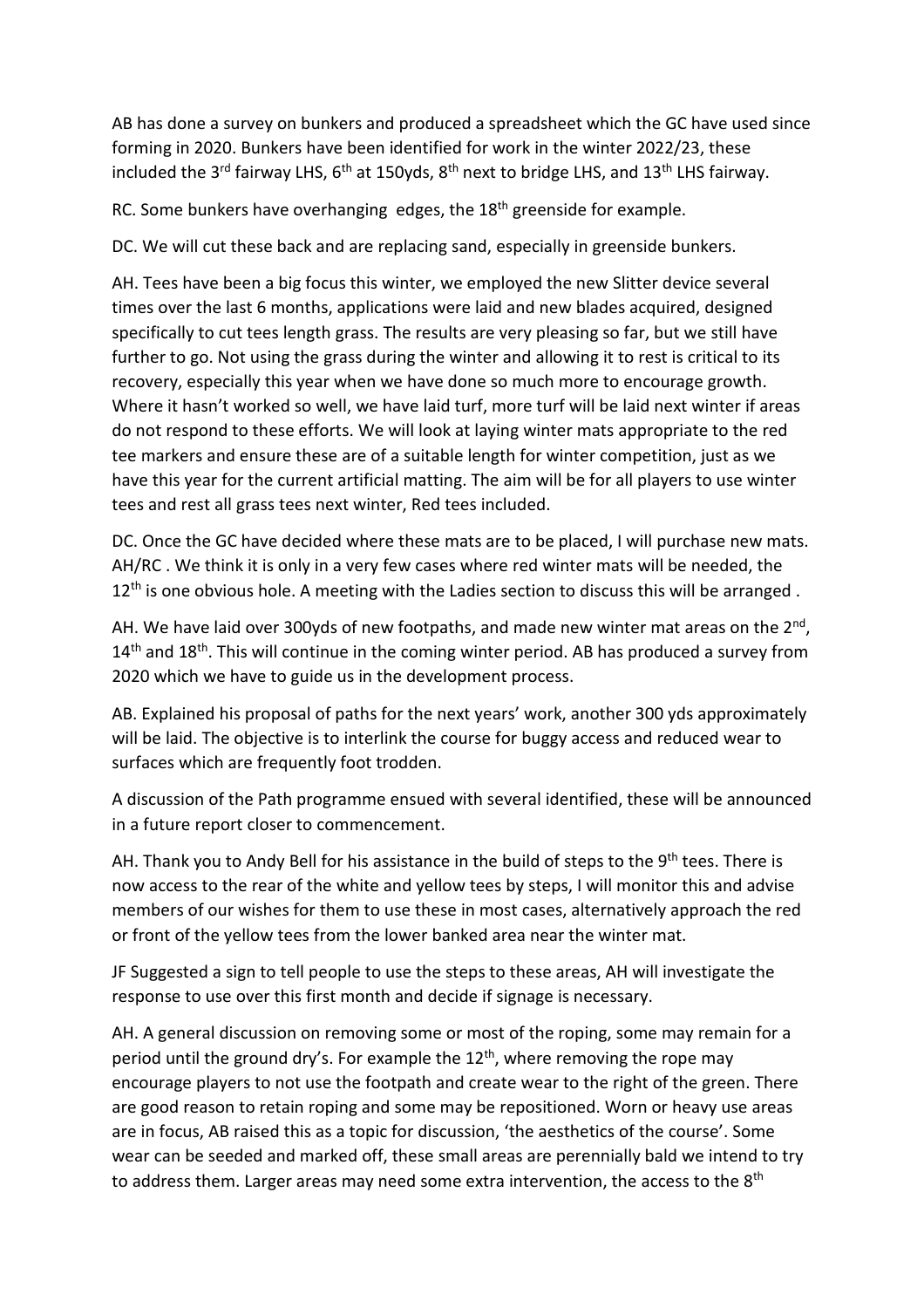AB has done a survey on bunkers and produced a spreadsheet which the GC have used since forming in 2020. Bunkers have been identified for work in the winter 2022/23, these included the 3rd fairway LHS, 6th at 150yds, 8th next to bridge LHS, and 13th LHS fairway.

RC. Some bunkers have overhanging edges, the 18th greenside for example.

DC. We will cut these back and are replacing sand, especially in greenside bunkers.

AH. Tees have been a big focus this winter, we employed the new Slitter device several times over the last 6 months, applications were laid and new blades acquired, designed specifically to cut tees length grass. The results are very pleasing so far, but we still have further to go. Not using the grass during the winter and allowing it to rest is critical to its recovery, especially this year when we have done so much more to encourage growth. Where it hasn't worked so well, we have laid turf, more turf will be laid next winter if areas do not respond to these efforts. We will look at laying winter mats appropriate to the red tee markers and ensure these are of a suitable length for winter competition, just as we have this year for the current artificial matting. The aim will be for all players to use winter tees and rest all grass tees next winter, Red tees included.

DC. Once the GC have decided where these mats are to be placed, I will purchase new mats.
AH/RC . We think it is only in a very few cases where red winter mats will be needed, the 12th is one obvious hole. A meeting with the Ladies section to discuss this will be arranged .

AH. We have laid over 300yds of new footpaths, and made new winter mat areas on the 2nd, 14th and 18th. This will continue in the coming winter period. AB has produced a survey from 2020 which we have to guide us in the development process.

AB. Explained his proposal of paths for the next years' work, another 300 yds approximately will be laid. The objective is to interlink the course for buggy access and reduced wear to surfaces which are frequently foot trodden.

A discussion of the Path programme ensued with several identified, these will be announced in a future report closer to commencement.

AH. Thank you to Andy Bell for his assistance in the build of steps to the 9th tees. There is now access to the rear of the white and yellow tees by steps, I will monitor this and advise members of our wishes for them to use these in most cases, alternatively approach the red or front of the yellow tees from the lower banked area near the winter mat.

JF Suggested a sign to tell people to use the steps to these areas, AH will investigate the response to use over this first month and decide if signage is necessary.

AH. A general discussion on removing some or most of the roping, some may remain for a period until the ground dry's. For example the 12th, where removing the rope may encourage players to not use the footpath and create wear to the right of the green. There are good reason to retain roping and some may be repositioned. Worn or heavy use areas are in focus, AB raised this as a topic for discussion, 'the aesthetics of the course'. Some wear can be seeded and marked off, these small areas are perennially bald we intend to try to address them. Larger areas may need some extra intervention, the access to the 8th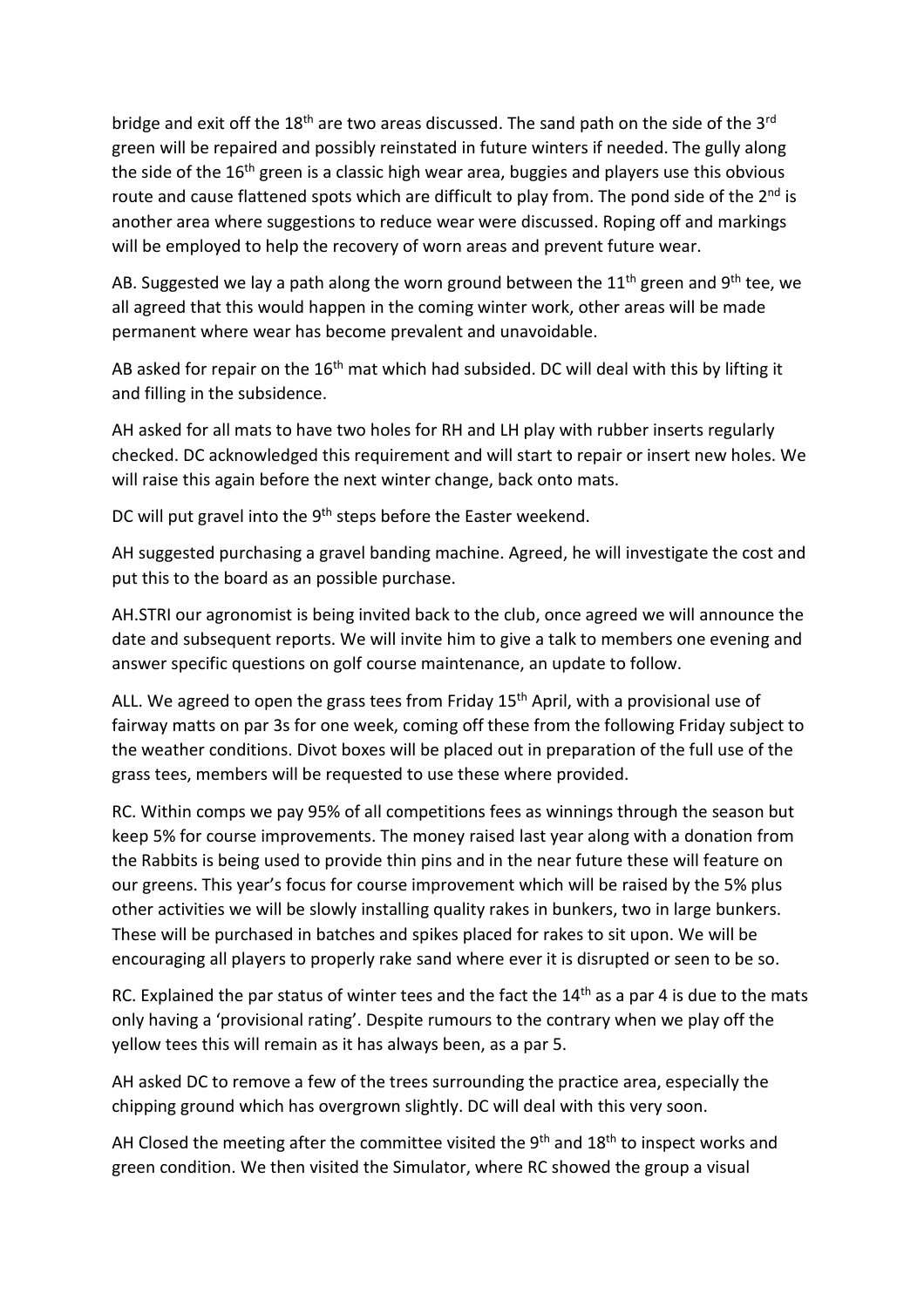bridge and exit off the 18th are two areas discussed. The sand path on the side of the 3rd green will be repaired and possibly reinstated in future winters if needed. The gully along the side of the 16th green is a classic high wear area, buggies and players use this obvious route and cause flattened spots which are difficult to play from. The pond side of the 2nd is another area where suggestions to reduce wear were discussed. Roping off and markings will be employed to help the recovery of worn areas and prevent future wear.

AB. Suggested we lay a path along the worn ground between the 11th green and 9th tee, we all agreed that this would happen in the coming winter work, other areas will be made permanent where wear has become prevalent and unavoidable.

AB asked for repair on the 16th mat which had subsided. DC will deal with this by lifting it and filling in the subsidence.

AH asked for all mats to have two holes for RH and LH play with rubber inserts regularly checked. DC acknowledged this requirement and will start to repair or insert new holes. We will raise this again before the next winter change, back onto mats.

DC will put gravel into the 9th steps before the Easter weekend.

AH suggested purchasing a gravel banding machine. Agreed, he will investigate the cost and put this to the board as an possible purchase.

AH.STRI our agronomist is being invited back to the club, once agreed we will announce the date and subsequent reports. We will invite him to give a talk to members one evening and answer specific questions on golf course maintenance, an update to follow.

ALL. We agreed to open the grass tees from Friday 15th April, with a provisional use of fairway matts on par 3s for one week, coming off these from the following Friday subject to the weather conditions. Divot boxes will be placed out in preparation of the full use of the grass tees, members will be requested to use these where provided.

RC. Within comps we pay 95% of all competitions fees as winnings through the season but keep 5% for course improvements. The money raised last year along with a donation from the Rabbits is being used to provide thin pins and in the near future these will feature on our greens. This year's focus for course improvement which will be raised by the 5% plus other activities we will be slowly installing quality rakes in bunkers, two in large bunkers. These will be purchased in batches and spikes placed for rakes to sit upon. We will be encouraging all players to properly rake sand where ever it is disrupted or seen to be so.

RC. Explained the par status of winter tees and the fact the 14th as a par 4 is due to the mats only having a 'provisional rating'. Despite rumours to the contrary when we play off the yellow tees this will remain as it has always been, as a par 5.

AH asked DC to remove a few of the trees surrounding the practice area, especially the chipping ground which has overgrown slightly. DC will deal with this very soon.

AH Closed the meeting after the committee visited the 9th and 18th to inspect works and green condition. We then visited the Simulator, where RC showed the group a visual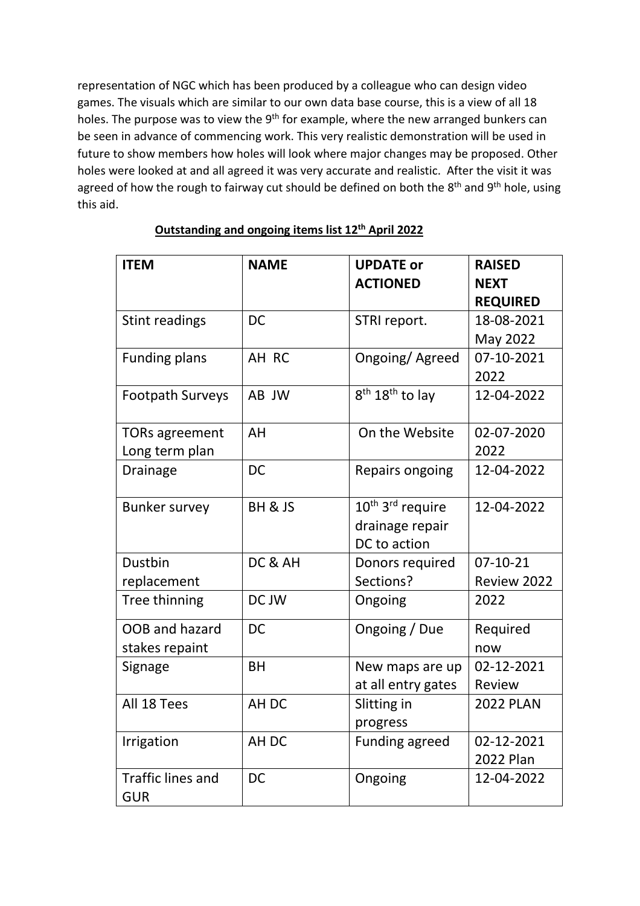representation of NGC which has been produced by a colleague who can design video games. The visuals which are similar to our own data base course, this is a view of all 18 holes. The purpose was to view the 9th for example, where the new arranged bunkers can be seen in advance of commencing work. This very realistic demonstration will be used in future to show members how holes will look where major changes may be proposed. Other holes were looked at and all agreed it was very accurate and realistic. After the visit it was agreed of how the rough to fairway cut should be defined on both the 8th and 9th hole, using this aid.

**Outstanding and ongoing items list 12th April 2022**

| ITEM | NAME | UPDATE or ACTIONED | RAISED NEXT REQUIRED |
|---|---|---|---|
| Stint readings | DC | STRI report. | 18-08-2021 May 2022 |
| Funding plans | AH RC | Ongoing/ Agreed | 07-10-2021 2022 |
| Footpath Surveys | AB JW | 8th 18th to lay | 12-04-2022 |
| TORs agreement Long term plan | AH | On the Website | 02-07-2020 2022 |
| Drainage | DC | Repairs ongoing | 12-04-2022 |
| Bunker survey | BH & JS | 10th 3rd require drainage repair DC to action | 12-04-2022 |
| Dustbin replacement | DC & AH | Donors required Sections? | 07-10-21 Review 2022 |
| Tree thinning | DC JW | Ongoing | 2022 |
| OOB and hazard stakes repaint | DC | Ongoing / Due | Required now |
| Signage | BH | New maps are up at all entry gates | 02-12-2021 Review |
| All 18 Tees | AH DC | Slitting in progress | 2022 PLAN |
| Irrigation | AH DC | Funding agreed | 02-12-2021 2022 Plan |
| Traffic lines and GUR | DC | Ongoing | 12-04-2022 |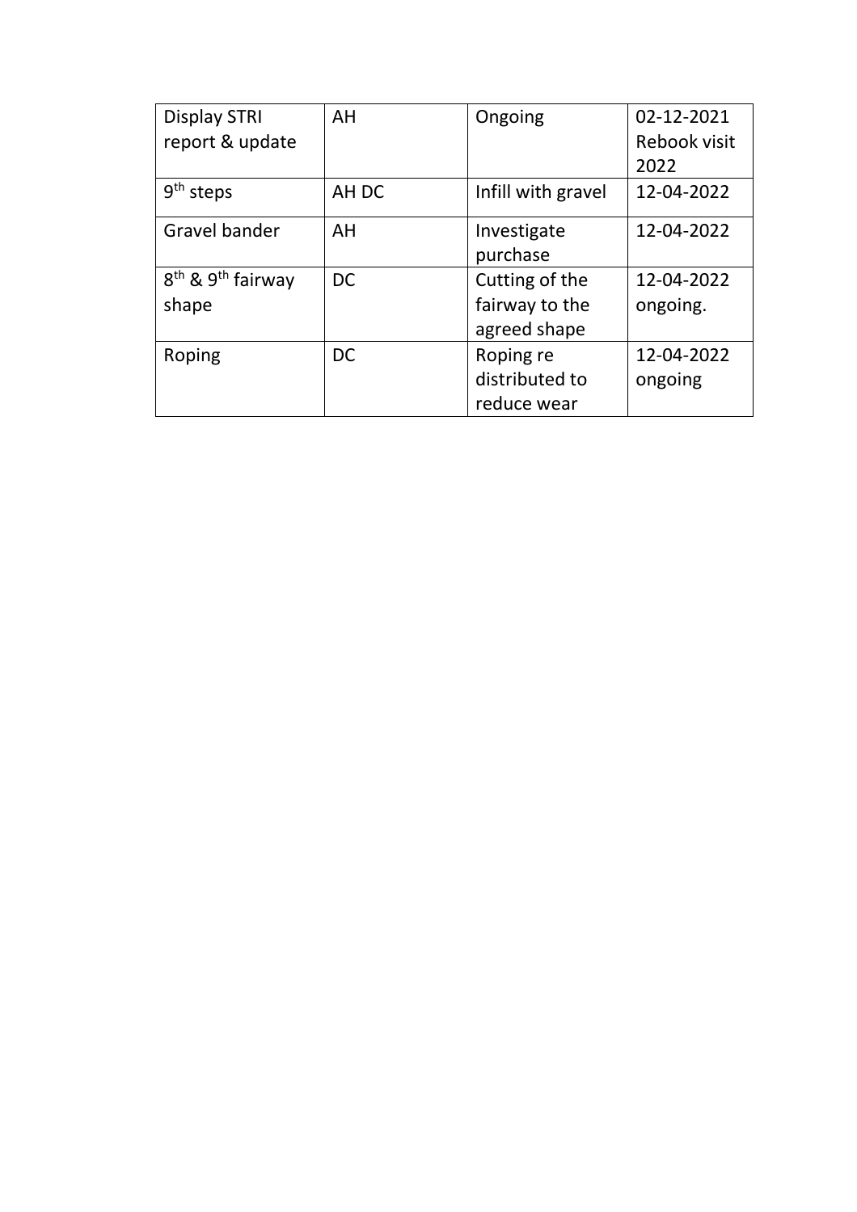| | | | |
|---|---|---|---|
| Display STRI report & update | AH | Ongoing | 02-12-2021 Rebook visit 2022 |
| 9th steps | AH DC | Infill with gravel | 12-04-2022 |
| Gravel bander | AH | Investigate purchase | 12-04-2022 |
| 8th & 9th fairway shape | DC | Cutting of the fairway to the agreed shape | 12-04-2022 ongoing. |
| Roping | DC | Roping re distributed to reduce wear | 12-04-2022 ongoing |